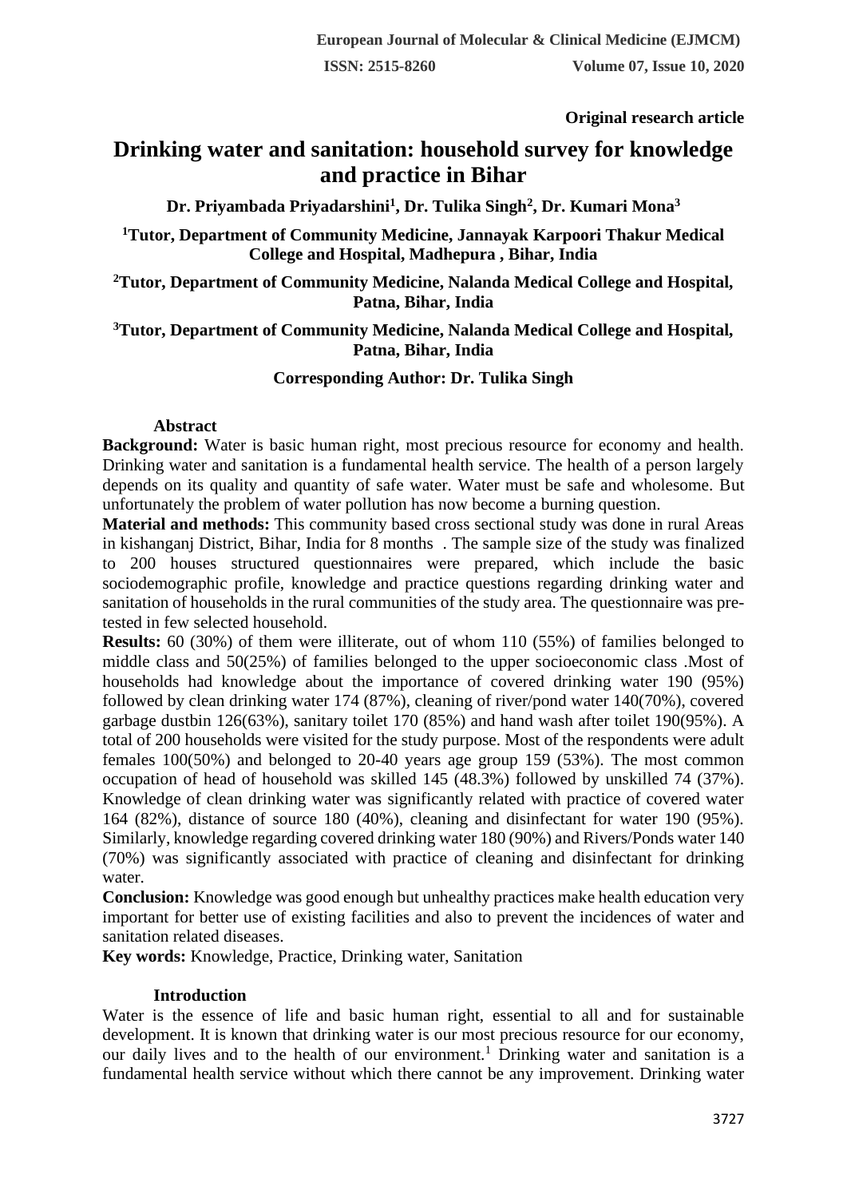Original research article

# Drinking water and sanitation: household survey for knowledge and practice in Bihar

**Dr. Priyambada Priyadarshini[1], Dr. Tulika Singh[2], Dr. Kumari Mona[3]**

**[1]Tutor, Department of Community Medicine, Jannayak Karpoori Thakur Medical College and Hospital, Madhepura , Bihar, India**

**[2]Tutor, Department of Community Medicine, Nalanda Medical College and Hospital, Patna, Bihar, India**

**[3]Tutor, Department of Community Medicine, Nalanda Medical College and Hospital, Patna, Bihar, India**

**Corresponding Author: Dr. Tulika Singh**

## Abstract

**Background:** Water is basic human right, most precious resource for economy and health. Drinking water and sanitation is a fundamental health service. The health of a person largely depends on its quality and quantity of safe water. Water must be safe and wholesome. But unfortunately the problem of water pollution has now become a burning question.

**Material and methods:** This community based cross sectional study was done in rural Areas in kishanganj District, Bihar, India for 8 months . The sample size of the study was finalized to 200 houses structured questionnaires were prepared, which include the basic sociodemographic profile, knowledge and practice questions regarding drinking water and sanitation of households in the rural communities of the study area. The questionnaire was pre-tested in few selected household.

**Results:** 60 (30%) of them were illiterate, out of whom 110 (55%) of families belonged to middle class and 50(25%) of families belonged to the upper socioeconomic class .Most of households had knowledge about the importance of covered drinking water 190 (95%) followed by clean drinking water 174 (87%), cleaning of river/pond water 140(70%), covered garbage dustbin 126(63%), sanitary toilet 170 (85%) and hand wash after toilet 190(95%). A total of 200 households were visited for the study purpose. Most of the respondents were adult females 100(50%) and belonged to 20-40 years age group 159 (53%). The most common occupation of head of household was skilled 145 (48.3%) followed by unskilled 74 (37%). Knowledge of clean drinking water was significantly related with practice of covered water 164 (82%), distance of source 180 (40%), cleaning and disinfectant for water 190 (95%). Similarly, knowledge regarding covered drinking water 180 (90%) and Rivers/Ponds water 140 (70%) was significantly associated with practice of cleaning and disinfectant for drinking water.

**Conclusion:** Knowledge was good enough but unhealthy practices make health education very important for better use of existing facilities and also to prevent the incidences of water and sanitation related diseases.

**Key words:** Knowledge, Practice, Drinking water, Sanitation

## Introduction

Water is the essence of life and basic human right, essential to all and for sustainable development. It is known that drinking water is our most precious resource for our economy, our daily lives and to the health of our environment.[1] Drinking water and sanitation is a fundamental health service without which there cannot be any improvement. Drinking water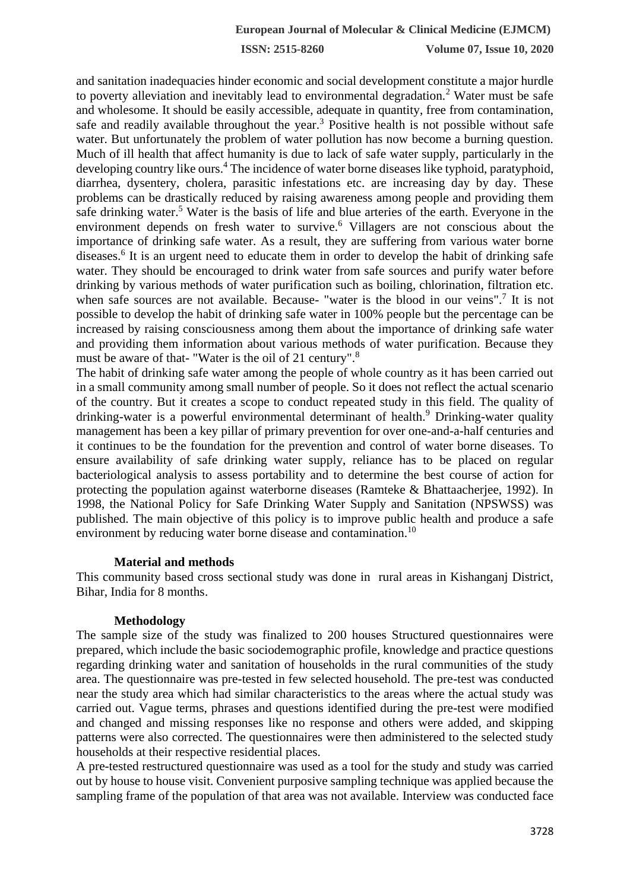and sanitation inadequacies hinder economic and social development constitute a major hurdle to poverty alleviation and inevitably lead to environmental degradation.[2] Water must be safe and wholesome. It should be easily accessible, adequate in quantity, free from contamination, safe and readily available throughout the year.[3] Positive health is not possible without safe water. But unfortunately the problem of water pollution has now become a burning question. Much of ill health that affect humanity is due to lack of safe water supply, particularly in the developing country like ours.[4] The incidence of water borne diseases like typhoid, paratyphoid, diarrhea, dysentery, cholera, parasitic infestations etc. are increasing day by day. These problems can be drastically reduced by raising awareness among people and providing them safe drinking water.[5] Water is the basis of life and blue arteries of the earth. Everyone in the environment depends on fresh water to survive.[6] Villagers are not conscious about the importance of drinking safe water. As a result, they are suffering from various water borne diseases.[6] It is an urgent need to educate them in order to develop the habit of drinking safe water. They should be encouraged to drink water from safe sources and purify water before drinking by various methods of water purification such as boiling, chlorination, filtration etc. when safe sources are not available. Because- "water is the blood in our veins".[7] It is not possible to develop the habit of drinking safe water in 100% people but the percentage can be increased by raising consciousness among them about the importance of drinking safe water and providing them information about various methods of water purification. Because they must be aware of that- "Water is the oil of 21 century".[8]

The habit of drinking safe water among the people of whole country as it has been carried out in a small community among small number of people. So it does not reflect the actual scenario of the country. But it creates a scope to conduct repeated study in this field. The quality of drinking-water is a powerful environmental determinant of health.[9] Drinking-water quality management has been a key pillar of primary prevention for over one-and-a-half centuries and it continues to be the foundation for the prevention and control of water borne diseases. To ensure availability of safe drinking water supply, reliance has to be placed on regular bacteriological analysis to assess portability and to determine the best course of action for protecting the population against waterborne diseases (Ramteke & Bhattaacherjee, 1992). In 1998, the National Policy for Safe Drinking Water Supply and Sanitation (NPSWSS) was published. The main objective of this policy is to improve public health and produce a safe environment by reducing water borne disease and contamination.[10]

## Material and methods

This community based cross sectional study was done in rural areas in Kishanganj District, Bihar, India for 8 months.

## Methodology

The sample size of the study was finalized to 200 houses Structured questionnaires were prepared, which include the basic sociodemographic profile, knowledge and practice questions regarding drinking water and sanitation of households in the rural communities of the study area. The questionnaire was pre-tested in few selected household. The pre-test was conducted near the study area which had similar characteristics to the areas where the actual study was carried out. Vague terms, phrases and questions identified during the pre-test were modified and changed and missing responses like no response and others were added, and skipping patterns were also corrected. The questionnaires were then administered to the selected study households at their respective residential places.

A pre-tested restructured questionnaire was used as a tool for the study and study was carried out by house to house visit. Convenient purposive sampling technique was applied because the sampling frame of the population of that area was not available. Interview was conducted face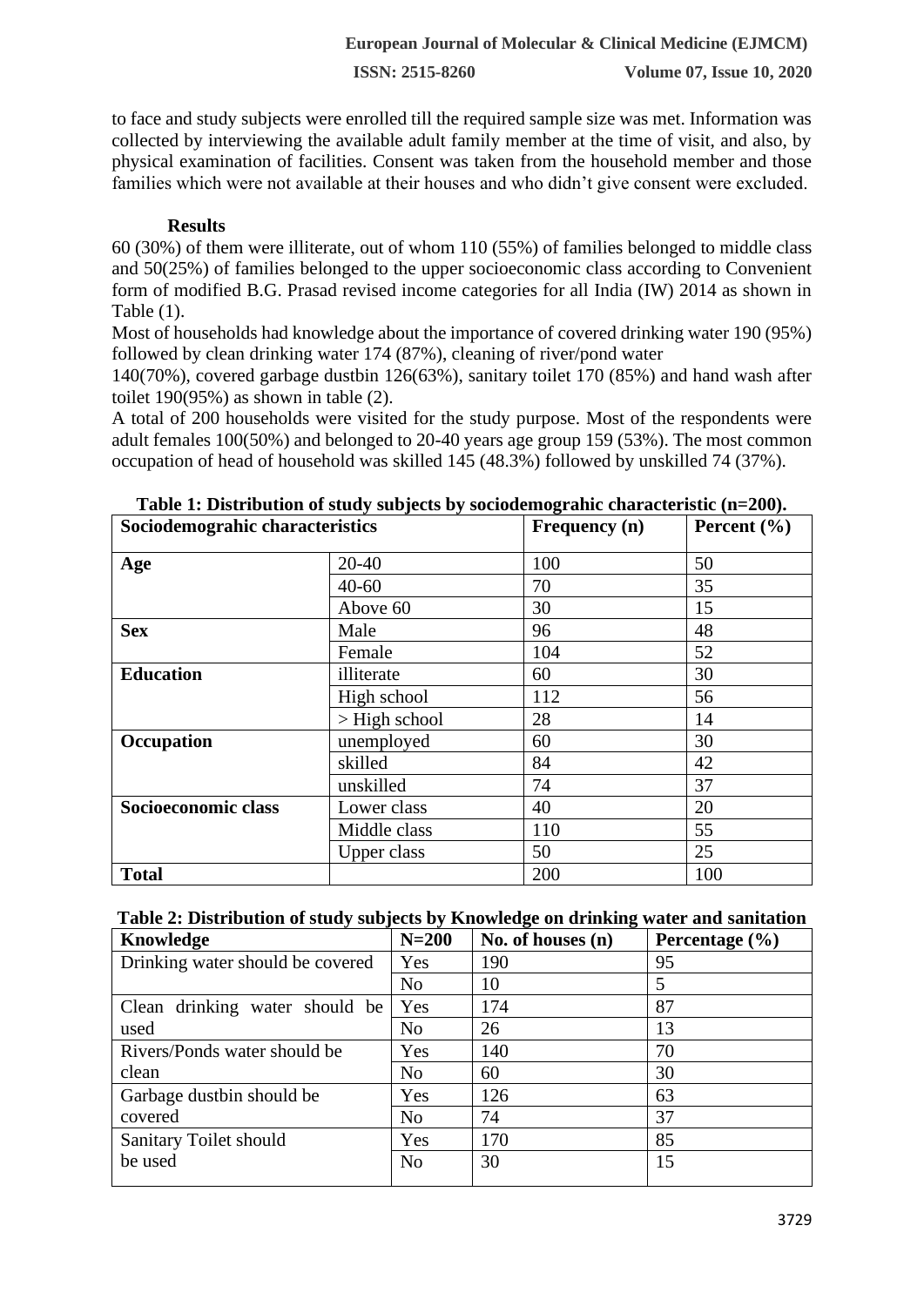to face and study subjects were enrolled till the required sample size was met. Information was collected by interviewing the available adult family member at the time of visit, and also, by physical examination of facilities. Consent was taken from the household member and those families which were not available at their houses and who didn't give consent were excluded.

**Results**

60 (30%) of them were illiterate, out of whom 110 (55%) of families belonged to middle class and 50(25%) of families belonged to the upper socioeconomic class according to Convenient form of modified B.G. Prasad revised income categories for all India (IW) 2014 as shown in Table (1).

Most of households had knowledge about the importance of covered drinking water 190 (95%) followed by clean drinking water 174 (87%), cleaning of river/pond water 140(70%), covered garbage dustbin 126(63%), sanitary toilet 170 (85%) and hand wash after toilet 190(95%) as shown in table (2).

A total of 200 households were visited for the study purpose. Most of the respondents were adult females 100(50%) and belonged to 20-40 years age group 159 (53%). The most common occupation of head of household was skilled 145 (48.3%) followed by unskilled 74 (37%).

**Table 1: Distribution of study subjects by sociodemograhic characteristic (n=200).**

| Sociodemograhic characteristics | | Frequency (n) | Percent (%) |
|---|---|---|---|
| **Age** | 20-40 | 100 | 50 |
| | 40-60 | 70 | 35 |
| | Above 60 | 30 | 15 |
| **Sex** | Male | 96 | 48 |
| | Female | 104 | 52 |
| **Education** | illiterate | 60 | 30 |
| | High school | 112 | 56 |
| | > High school | 28 | 14 |
| **Occupation** | unemployed | 60 | 30 |
| | skilled | 84 | 42 |
| | unskilled | 74 | 37 |
| **Socioeconomic class** | Lower class | 40 | 20 |
| | Middle class | 110 | 55 |
| | Upper class | 50 | 25 |
| **Total** | | 200 | 100 |

**Table 2: Distribution of study subjects by Knowledge on drinking water and sanitation**

| Knowledge | N=200 | No. of houses (n) | Percentage (%) |
|---|---|---|---|
| Drinking water should be covered | Yes | 190 | 95 |
| | No | 10 | 5 |
| Clean drinking water should be used | Yes | 174 | 87 |
| | No | 26 | 13 |
| Rivers/Ponds water should be clean | Yes | 140 | 70 |
| | No | 60 | 30 |
| Garbage dustbin should be covered | Yes | 126 | 63 |
| | No | 74 | 37 |
| Sanitary Toilet should be used | Yes | 170 | 85 |
| | No | 30 | 15 |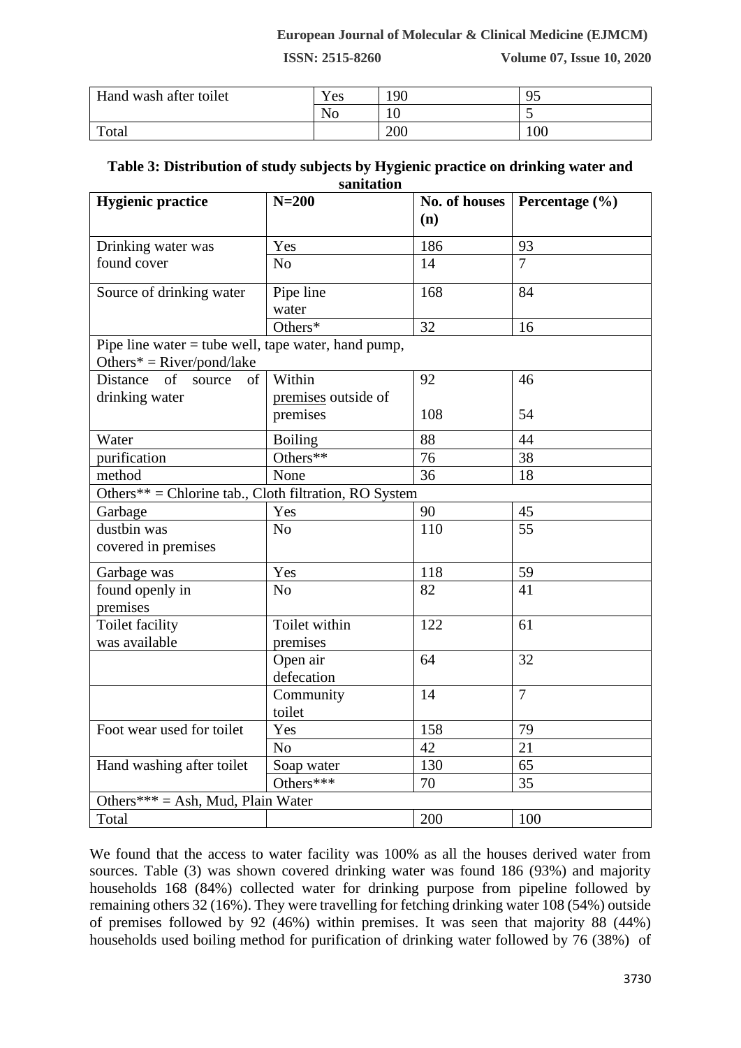| Hand wash after toilet | Yes | 190 | 95 |
|---|---|---|---|
| | No | 10 | 5 |
| Total | | 200 | 100 |

**Table 3: Distribution of study subjects by Hygienic practice on drinking water and sanitation**

| **Hygienic practice** | **N=200** | **No. of houses (n)** | **Percentage (%)** |
|---|---|---|---|
| Drinking water was found cover | Yes | 186 | 93 |
| | No | 14 | 7 |
| Source of drinking water | Pipe line water | 168 | 84 |
| | Others* | 32 | 16 |
| Pipe line water = tube well, tape water, hand pump, Others* = River/pond/lake | | | |
| Distance of source of drinking water | Within premises | 92 | 46 |
| | outside of premises | 108 | 54 |
| Water purification method | Boiling | 88 | 44 |
| | Others** | 76 | 38 |
| | None | 36 | 18 |
| Others** = Chlorine tab., Cloth filtration, RO System | | | |
| Garbage dustbin was covered in premises | Yes | 90 | 45 |
| | No | 110 | 55 |
| Garbage was found openly in premises | Yes | 118 | 59 |
| | No | 82 | 41 |
| Toilet facility was available | Toilet within premises | 122 | 61 |
| | Open air defecation | 64 | 32 |
| | Community toilet | 14 | 7 |
| Foot wear used for toilet | Yes | 158 | 79 |
| | No | 42 | 21 |
| Hand washing after toilet | Soap water | 130 | 65 |
| | Others*** | 70 | 35 |
| Others*** = Ash, Mud, Plain Water | | | |
| Total | | 200 | 100 |

We found that the access to water facility was 100% as all the houses derived water from sources. Table (3) was shown covered drinking water was found 186 (93%) and majority households 168 (84%) collected water for drinking purpose from pipeline followed by remaining others 32 (16%). They were travelling for fetching drinking water 108 (54%) outside of premises followed by 92 (46%) within premises. It was seen that majority 88 (44%) households used boiling method for purification of drinking water followed by 76 (38%) of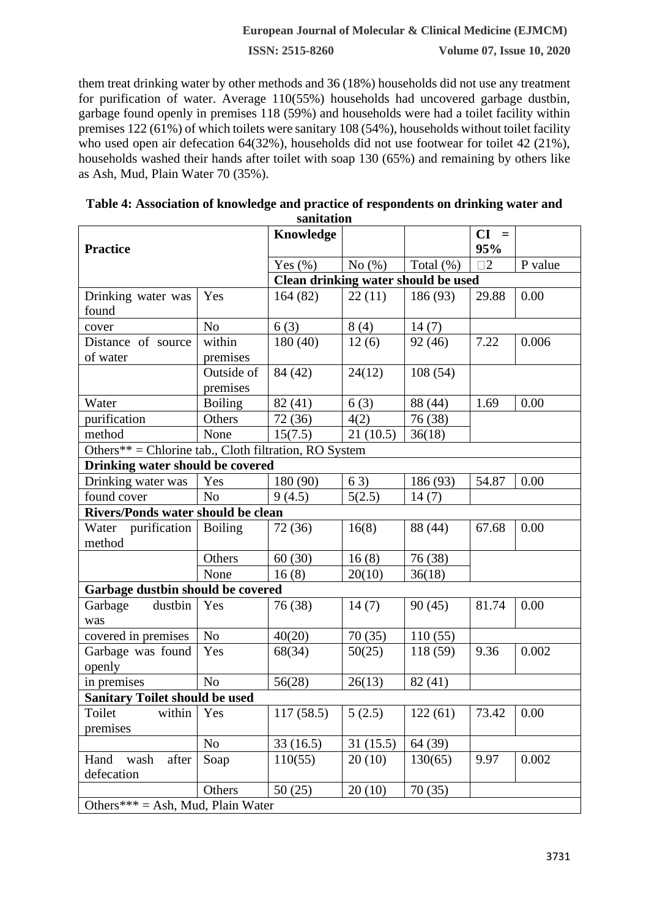them treat drinking water by other methods and 36 (18%) households did not use any treatment for purification of water. Average 110(55%) households had uncovered garbage dustbin, garbage found openly in premises 118 (59%) and households were had a toilet facility within premises 122 (61%) of which toilets were sanitary 108 (54%), households without toilet facility who used open air defecation 64(32%), households did not use footwear for toilet 42 (21%), households washed their hands after toilet with soap 130 (65%) and remaining by others like as Ash, Mud, Plain Water 70 (35%).

**Table 4: Association of knowledge and practice of respondents on drinking water and sanitation**

| **Practice** | | **Knowledge** | | | **CI = 95%** | |
|---|---|---|---|---|---|---|
| | | Yes (%) | No (%) | Total (%) | $\chi^2$ | P value |
| | | **Clean drinking water should be used** | | | | |
| Drinking water was found cover | Yes | 164 (82) | 22 (11) | 186 (93) | 29.88 | 0.00 |
| | No | 6 (3) | 8 (4) | 14 (7) | | |
| Distance of source of water | within premises | 180 (40) | 12 (6) | 92 (46) | 7.22 | 0.006 |
| | Outside of premises | 84 (42) | 24(12) | 108 (54) | | |
| Water purification method | Boiling | 82 (41) | 6 (3) | 88 (44) | 1.69 | 0.00 |
| | Others | 72 (36) | 4(2) | 76 (38) | | |
| | None | 15(7.5) | 21 (10.5) | 36(18) | | |
| Others** = Chlorine tab., Cloth filtration, RO System | | | | | | |
| **Drinking water should be covered** | | | | | | |
| Drinking water was found cover | Yes | 180 (90) | 6 3) | 186 (93) | 54.87 | 0.00 |
| | No | 9 (4.5) | 5(2.5) | 14 (7) | | |
| **Rivers/Ponds water should be clean** | | | | | | |
| Water purification method | Boiling | 72 (36) | 16(8) | 88 (44) | 67.68 | 0.00 |
| | Others | 60 (30) | 16 (8) | 76 (38) | | |
| | None | 16 (8) | 20(10) | 36(18) | | |
| **Garbage dustbin should be covered** | | | | | | |
| Garbage dustbin was covered in premises | Yes | 76 (38) | 14 (7) | 90 (45) | 81.74 | 0.00 |
| | No | 40(20) | 70 (35) | 110 (55) | | |
| Garbage was found openly in premises | Yes | 68(34) | 50(25) | 118 (59) | 9.36 | 0.002 |
| | No | 56(28) | 26(13) | 82 (41) | | |
| **Sanitary Toilet should be used** | | | | | | |
| Toilet within premises | Yes | 117 (58.5) | 5 (2.5) | 122 (61) | 73.42 | 0.00 |
| | No | 33 (16.5) | 31 (15.5) | 64 (39) | | |
| Hand wash after defecation | Soap | 110(55) | 20 (10) | 130(65) | 9.97 | 0.002 |
| | Others | 50 (25) | 20 (10) | 70 (35) | | |
| Others*** = Ash, Mud, Plain Water | | | | | | |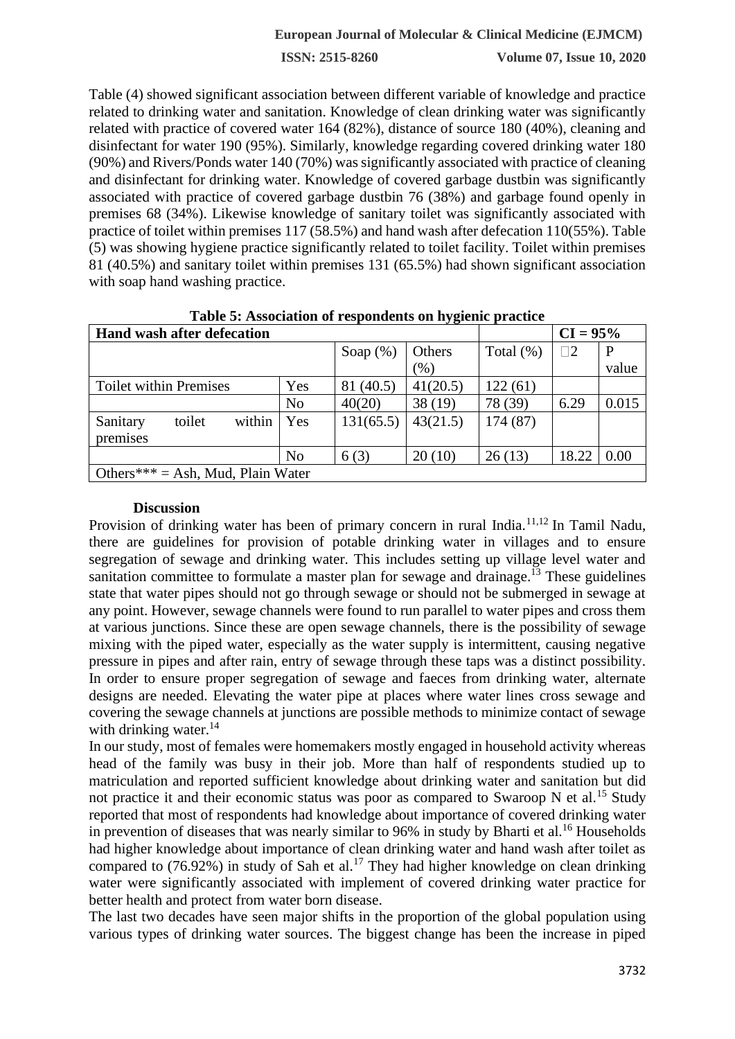Table (4) showed significant association between different variable of knowledge and practice related to drinking water and sanitation. Knowledge of clean drinking water was significantly related with practice of covered water 164 (82%), distance of source 180 (40%), cleaning and disinfectant for water 190 (95%). Similarly, knowledge regarding covered drinking water 180 (90%) and Rivers/Ponds water 140 (70%) was significantly associated with practice of cleaning and disinfectant for drinking water. Knowledge of covered garbage dustbin was significantly associated with practice of covered garbage dustbin 76 (38%) and garbage found openly in premises 68 (34%). Likewise knowledge of sanitary toilet was significantly associated with practice of toilet within premises 117 (58.5%) and hand wash after defecation 110(55%). Table (5) was showing hygiene practice significantly related to toilet facility. Toilet within premises 81 (40.5%) and sanitary toilet within premises 131 (65.5%) had shown significant association with soap hand washing practice.

**Table 5: Association of respondents on hygienic practice**

| Hand wash after defecation | | | | | CI = 95% | |
|---|---|---|---|---|---|---|
| | | Soap (%) | Others (%) | Total (%) | $\chi^2$ | P value |
| Toilet within Premises | Yes | 81 (40.5) | 41(20.5) | 122 (61) | | |
| | No | 40(20) | 38 (19) | 78 (39) | 6.29 | 0.015 |
| Sanitary toilet within premises | Yes | 131(65.5) | 43(21.5) | 174 (87) | | |
| | No | 6 (3) | 20 (10) | 26 (13) | 18.22 | 0.00 |
| Others*** = Ash, Mud, Plain Water | | | | | | |

### Discussion

Provision of drinking water has been of primary concern in rural India.[11,12] In Tamil Nadu, there are guidelines for provision of potable drinking water in villages and to ensure segregation of sewage and drinking water. This includes setting up village level water and sanitation committee to formulate a master plan for sewage and drainage.[13] These guidelines state that water pipes should not go through sewage or should not be submerged in sewage at any point. However, sewage channels were found to run parallel to water pipes and cross them at various junctions. Since these are open sewage channels, there is the possibility of sewage mixing with the piped water, especially as the water supply is intermittent, causing negative pressure in pipes and after rain, entry of sewage through these taps was a distinct possibility. In order to ensure proper segregation of sewage and faeces from drinking water, alternate designs are needed. Elevating the water pipe at places where water lines cross sewage and covering the sewage channels at junctions are possible methods to minimize contact of sewage with drinking water.[14]

In our study, most of females were homemakers mostly engaged in household activity whereas head of the family was busy in their job. More than half of respondents studied up to matriculation and reported sufficient knowledge about drinking water and sanitation but did not practice it and their economic status was poor as compared to Swaroop N et al.[15] Study reported that most of respondents had knowledge about importance of covered drinking water in prevention of diseases that was nearly similar to 96% in study by Bharti et al.[16] Households had higher knowledge about importance of clean drinking water and hand wash after toilet as compared to (76.92%) in study of Sah et al.[17] They had higher knowledge on clean drinking water were significantly associated with implement of covered drinking water practice for better health and protect from water born disease.

The last two decades have seen major shifts in the proportion of the global population using various types of drinking water sources. The biggest change has been the increase in piped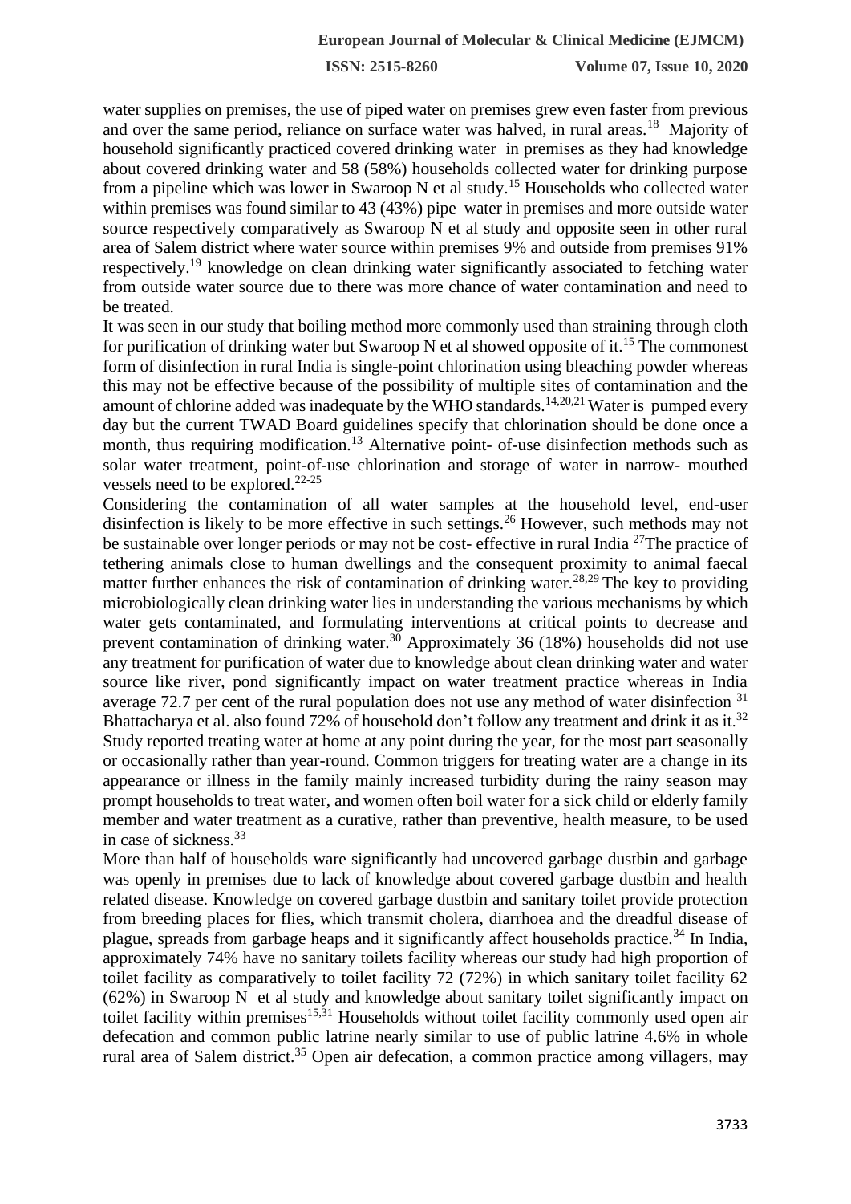water supplies on premises, the use of piped water on premises grew even faster from previous and over the same period, reliance on surface water was halved, in rural areas.[18] Majority of household significantly practiced covered drinking water in premises as they had knowledge about covered drinking water and 58 (58%) households collected water for drinking purpose from a pipeline which was lower in Swaroop N et al study.[15] Households who collected water within premises was found similar to 43 (43%) pipe water in premises and more outside water source respectively comparatively as Swaroop N et al study and opposite seen in other rural area of Salem district where water source within premises 9% and outside from premises 91% respectively.[19] knowledge on clean drinking water significantly associated to fetching water from outside water source due to there was more chance of water contamination and need to be treated.

It was seen in our study that boiling method more commonly used than straining through cloth for purification of drinking water but Swaroop N et al showed opposite of it.[15] The commonest form of disinfection in rural India is single-point chlorination using bleaching powder whereas this may not be effective because of the possibility of multiple sites of contamination and the amount of chlorine added was inadequate by the WHO standards.[14,20,21] Water is pumped every day but the current TWAD Board guidelines specify that chlorination should be done once a month, thus requiring modification.[13] Alternative point- of-use disinfection methods such as solar water treatment, point-of-use chlorination and storage of water in narrow- mouthed vessels need to be explored.[22-25]

Considering the contamination of all water samples at the household level, end-user disinfection is likely to be more effective in such settings.[26] However, such methods may not be sustainable over longer periods or may not be cost- effective in rural India [27]The practice of tethering animals close to human dwellings and the consequent proximity to animal faecal matter further enhances the risk of contamination of drinking water.[28,29] The key to providing microbiologically clean drinking water lies in understanding the various mechanisms by which water gets contaminated, and formulating interventions at critical points to decrease and prevent contamination of drinking water.[30] Approximately 36 (18%) households did not use any treatment for purification of water due to knowledge about clean drinking water and water source like river, pond significantly impact on water treatment practice whereas in India average 72.7 per cent of the rural population does not use any method of water disinfection [31] Bhattacharya et al. also found 72% of household don't follow any treatment and drink it as it.[32] Study reported treating water at home at any point during the year, for the most part seasonally or occasionally rather than year-round. Common triggers for treating water are a change in its appearance or illness in the family mainly increased turbidity during the rainy season may prompt households to treat water, and women often boil water for a sick child or elderly family member and water treatment as a curative, rather than preventive, health measure, to be used in case of sickness.[33]

More than half of households ware significantly had uncovered garbage dustbin and garbage was openly in premises due to lack of knowledge about covered garbage dustbin and health related disease. Knowledge on covered garbage dustbin and sanitary toilet provide protection from breeding places for flies, which transmit cholera, diarrhoea and the dreadful disease of plague, spreads from garbage heaps and it significantly affect households practice.[34] In India, approximately 74% have no sanitary toilets facility whereas our study had high proportion of toilet facility as comparatively to toilet facility 72 (72%) in which sanitary toilet facility 62 (62%) in Swaroop N et al study and knowledge about sanitary toilet significantly impact on toilet facility within premises[15,31] Households without toilet facility commonly used open air defecation and common public latrine nearly similar to use of public latrine 4.6% in whole rural area of Salem district.[35] Open air defecation, a common practice among villagers, may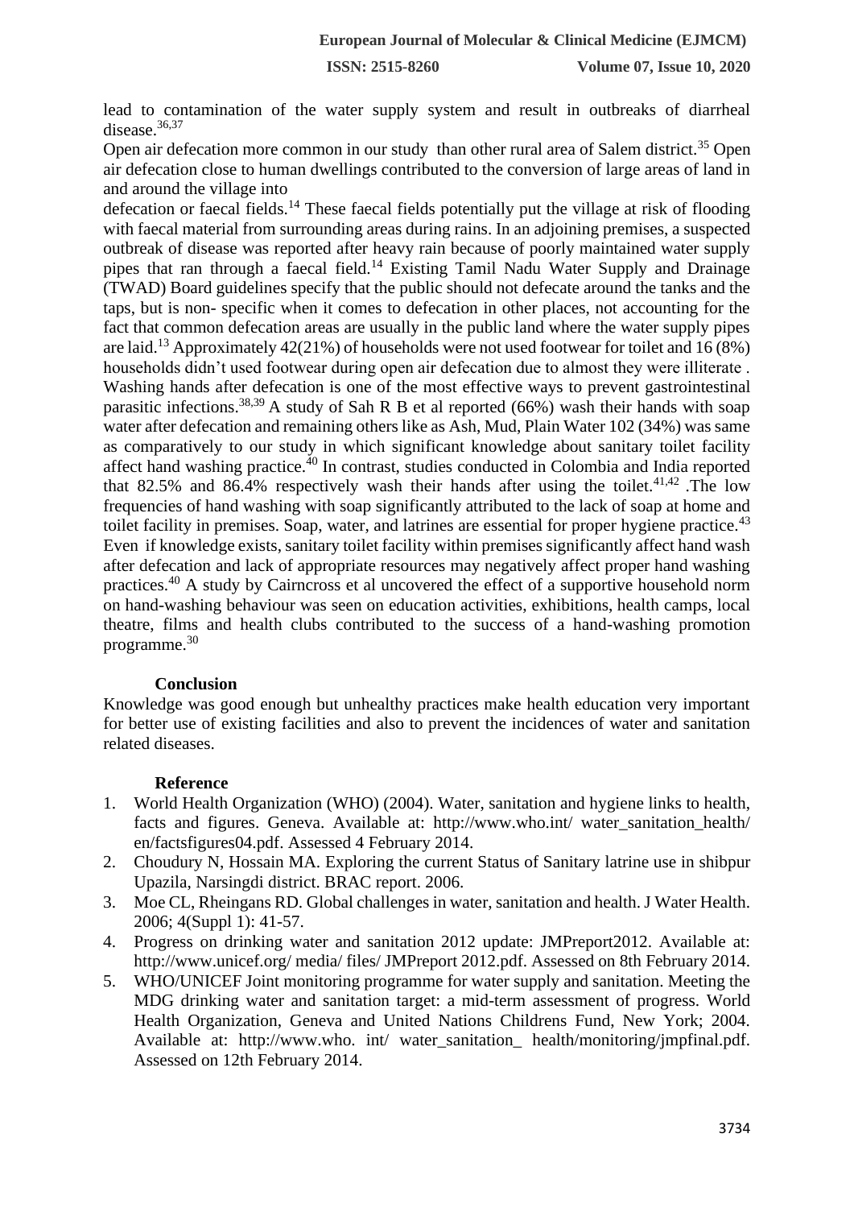lead to contamination of the water supply system and result in outbreaks of diarrheal disease.[36,37]

Open air defecation more common in our study than other rural area of Salem district.[35] Open air defecation close to human dwellings contributed to the conversion of large areas of land in and around the village into

defecation or faecal fields.[14] These faecal fields potentially put the village at risk of flooding with faecal material from surrounding areas during rains. In an adjoining premises, a suspected outbreak of disease was reported after heavy rain because of poorly maintained water supply pipes that ran through a faecal field.[14] Existing Tamil Nadu Water Supply and Drainage (TWAD) Board guidelines specify that the public should not defecate around the tanks and the taps, but is non- specific when it comes to defecation in other places, not accounting for the fact that common defecation areas are usually in the public land where the water supply pipes are laid.[13] Approximately 42(21%) of households were not used footwear for toilet and 16 (8%) households didn't used footwear during open air defecation due to almost they were illiterate . Washing hands after defecation is one of the most effective ways to prevent gastrointestinal parasitic infections.[38,39] A study of Sah R B et al reported (66%) wash their hands with soap water after defecation and remaining others like as Ash, Mud, Plain Water 102 (34%) was same as comparatively to our study in which significant knowledge about sanitary toilet facility affect hand washing practice.[40] In contrast, studies conducted in Colombia and India reported that 82.5% and 86.4% respectively wash their hands after using the toilet.[41,42] .The low frequencies of hand washing with soap significantly attributed to the lack of soap at home and toilet facility in premises. Soap, water, and latrines are essential for proper hygiene practice.[43] Even if knowledge exists, sanitary toilet facility within premises significantly affect hand wash after defecation and lack of appropriate resources may negatively affect proper hand washing practices.[40] A study by Cairncross et al uncovered the effect of a supportive household norm on hand-washing behaviour was seen on education activities, exhibitions, health camps, local theatre, films and health clubs contributed to the success of a hand-washing promotion programme.[30]

## Conclusion

Knowledge was good enough but unhealthy practices make health education very important for better use of existing facilities and also to prevent the incidences of water and sanitation related diseases.

## Reference

1. World Health Organization (WHO) (2004). Water, sanitation and hygiene links to health, facts and figures. Geneva. Available at: http://www.who.int/ water_sanitation_health/ en/factsfigures04.pdf. Assessed 4 February 2014.
2. Choudury N, Hossain MA. Exploring the current Status of Sanitary latrine use in shibpur Upazila, Narsingdi district. BRAC report. 2006.
3. Moe CL, Rheingans RD. Global challenges in water, sanitation and health. J Water Health. 2006; 4(Suppl 1): 41-57.
4. Progress on drinking water and sanitation 2012 update: JMPreport2012. Available at: http://www.unicef.org/ media/ files/ JMPreport 2012.pdf. Assessed on 8th February 2014.
5. WHO/UNICEF Joint monitoring programme for water supply and sanitation. Meeting the MDG drinking water and sanitation target: a mid-term assessment of progress. World Health Organization, Geneva and United Nations Childrens Fund, New York; 2004. Available at: http://www.who. int/ water_sanitation_ health/monitoring/jmpfinal.pdf. Assessed on 12th February 2014.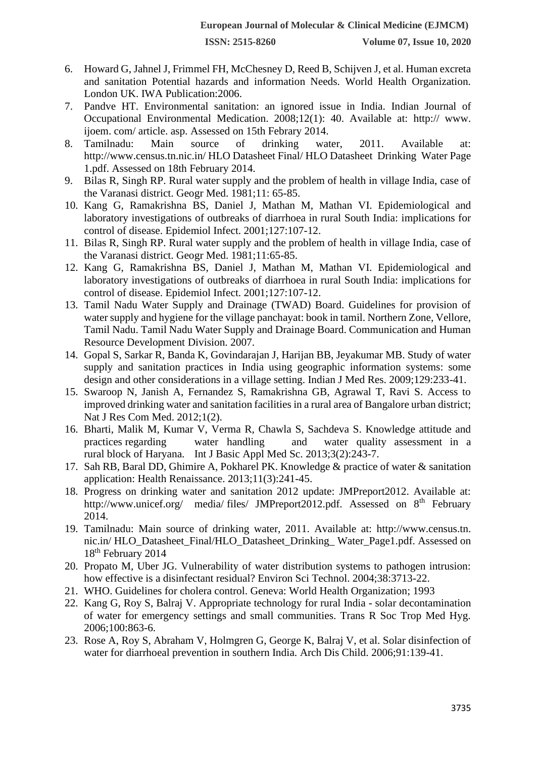6. Howard G, Jahnel J, Frimmel FH, McChesney D, Reed B, Schijven J, et al. Human excreta and sanitation Potential hazards and information Needs. World Health Organization. London UK. IWA Publication:2006.
7. Pandve HT. Environmental sanitation: an ignored issue in India. Indian Journal of Occupational Environmental Medication. 2008;12(1): 40. Available at: http:// www. ijoem. com/ article. asp. Assessed on 15th Febrary 2014.
8. Tamilnadu: Main source of drinking water, 2011. Available at: http://www.census.tn.nic.in/ HLO Datasheet Final/ HLO Datasheet Drinking Water Page 1.pdf. Assessed on 18th February 2014.
9. Bilas R, Singh RP. Rural water supply and the problem of health in village India, case of the Varanasi district. Geogr Med. 1981;11: 65-85.
10. Kang G, Ramakrishna BS, Daniel J, Mathan M, Mathan VI. Epidemiological and laboratory investigations of outbreaks of diarrhoea in rural South India: implications for control of disease. Epidemiol Infect. 2001;127:107-12.
11. Bilas R, Singh RP. Rural water supply and the problem of health in village India, case of the Varanasi district. Geogr Med. 1981;11:65-85.
12. Kang G, Ramakrishna BS, Daniel J, Mathan M, Mathan VI. Epidemiological and laboratory investigations of outbreaks of diarrhoea in rural South India: implications for control of disease. Epidemiol Infect. 2001;127:107-12.
13. Tamil Nadu Water Supply and Drainage (TWAD) Board. Guidelines for provision of water supply and hygiene for the village panchayat: book in tamil. Northern Zone, Vellore, Tamil Nadu. Tamil Nadu Water Supply and Drainage Board. Communication and Human Resource Development Division. 2007.
14. Gopal S, Sarkar R, Banda K, Govindarajan J, Harijan BB, Jeyakumar MB. Study of water supply and sanitation practices in India using geographic information systems: some design and other considerations in a village setting. Indian J Med Res. 2009;129:233-41.
15. Swaroop N, Janish A, Fernandez S, Ramakrishna GB, Agrawal T, Ravi S. Access to improved drinking water and sanitation facilities in a rural area of Bangalore urban district; Nat J Res Com Med. 2012;1(2).
16. Bharti, Malik M, Kumar V, Verma R, Chawla S, Sachdeva S. Knowledge attitude and practices regarding water handling and water quality assessment in a rural block of Haryana. Int J Basic Appl Med Sc. 2013;3(2):243-7.
17. Sah RB, Baral DD, Ghimire A, Pokharel PK. Knowledge & practice of water & sanitation application: Health Renaissance. 2013;11(3):241-45.
18. Progress on drinking water and sanitation 2012 update: JMPreport2012. Available at: http://www.unicef.org/ media/ files/ JMPreport2012.pdf. Assessed on 8th February 2014.
19. Tamilnadu: Main source of drinking water, 2011. Available at: http://www.census.tn. nic.in/ HLO_Datasheet_Final/HLO_Datasheet_Drinking_ Water_Page1.pdf. Assessed on 18th February 2014
20. Propato M, Uber JG. Vulnerability of water distribution systems to pathogen intrusion: how effective is a disinfectant residual? Environ Sci Technol. 2004;38:3713-22.
21. WHO. Guidelines for cholera control. Geneva: World Health Organization; 1993
22. Kang G, Roy S, Balraj V. Appropriate technology for rural India - solar decontamination of water for emergency settings and small communities. Trans R Soc Trop Med Hyg. 2006;100:863-6.
23. Rose A, Roy S, Abraham V, Holmgren G, George K, Balraj V, et al. Solar disinfection of water for diarrhoeal prevention in southern India. Arch Dis Child. 2006;91:139-41.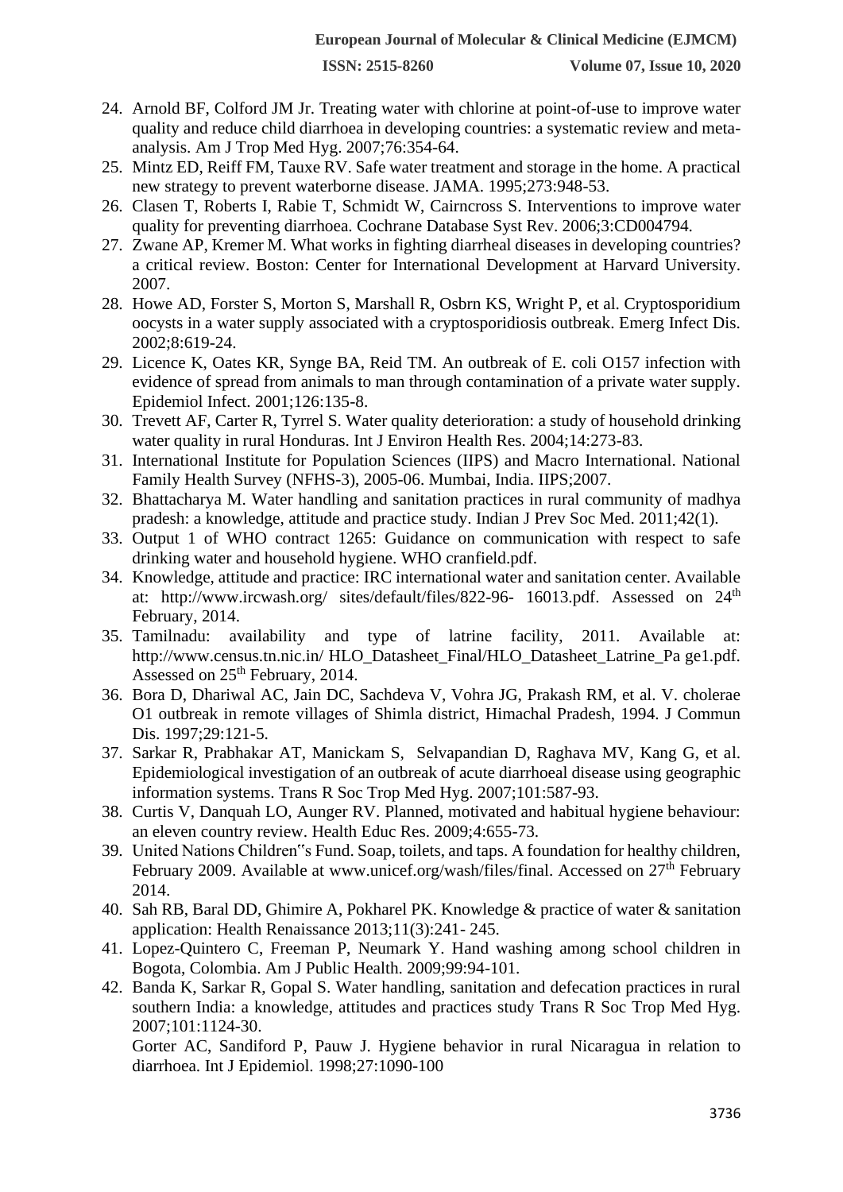24. Arnold BF, Colford JM Jr. Treating water with chlorine at point-of-use to improve water quality and reduce child diarrhoea in developing countries: a systematic review and meta-analysis. Am J Trop Med Hyg. 2007;76:354-64.
25. Mintz ED, Reiff FM, Tauxe RV. Safe water treatment and storage in the home. A practical new strategy to prevent waterborne disease. JAMA. 1995;273:948-53.
26. Clasen T, Roberts I, Rabie T, Schmidt W, Cairncross S. Interventions to improve water quality for preventing diarrhoea. Cochrane Database Syst Rev. 2006;3:CD004794.
27. Zwane AP, Kremer M. What works in fighting diarrheal diseases in developing countries? a critical review. Boston: Center for International Development at Harvard University. 2007.
28. Howe AD, Forster S, Morton S, Marshall R, Osbrn KS, Wright P, et al. Cryptosporidium oocysts in a water supply associated with a cryptosporidiosis outbreak. Emerg Infect Dis. 2002;8:619-24.
29. Licence K, Oates KR, Synge BA, Reid TM. An outbreak of E. coli O157 infection with evidence of spread from animals to man through contamination of a private water supply. Epidemiol Infect. 2001;126:135-8.
30. Trevett AF, Carter R, Tyrrel S. Water quality deterioration: a study of household drinking water quality in rural Honduras. Int J Environ Health Res. 2004;14:273-83.
31. International Institute for Population Sciences (IIPS) and Macro International. National Family Health Survey (NFHS-3), 2005-06. Mumbai, India. IIPS;2007.
32. Bhattacharya M. Water handling and sanitation practices in rural community of madhya pradesh: a knowledge, attitude and practice study. Indian J Prev Soc Med. 2011;42(1).
33. Output 1 of WHO contract 1265: Guidance on communication with respect to safe drinking water and household hygiene. WHO cranfield.pdf.
34. Knowledge, attitude and practice: IRC international water and sanitation center. Available at: http://www.ircwash.org/ sites/default/files/822-96- 16013.pdf. Assessed on 24th February, 2014.
35. Tamilnadu: availability and type of latrine facility, 2011. Available at: http://www.census.tn.nic.in/ HLO_Datasheet_Final/HLO_Datasheet_Latrine_Pa ge1.pdf. Assessed on 25th February, 2014.
36. Bora D, Dhariwal AC, Jain DC, Sachdeva V, Vohra JG, Prakash RM, et al. V. cholerae O1 outbreak in remote villages of Shimla district, Himachal Pradesh, 1994. J Commun Dis. 1997;29:121-5.
37. Sarkar R, Prabhakar AT, Manickam S, Selvapandian D, Raghava MV, Kang G, et al. Epidemiological investigation of an outbreak of acute diarrhoeal disease using geographic information systems. Trans R Soc Trop Med Hyg. 2007;101:587-93.
38. Curtis V, Danquah LO, Aunger RV. Planned, motivated and habitual hygiene behaviour: an eleven country review. Health Educ Res. 2009;4:655-73.
39. United Nations Children"s Fund. Soap, toilets, and taps. A foundation for healthy children, February 2009. Available at www.unicef.org/wash/files/final. Accessed on 27th February 2014.
40. Sah RB, Baral DD, Ghimire A, Pokharel PK. Knowledge & practice of water & sanitation application: Health Renaissance 2013;11(3):241- 245.
41. Lopez-Quintero C, Freeman P, Neumark Y. Hand washing among school children in Bogota, Colombia. Am J Public Health. 2009;99:94-101.
42. Banda K, Sarkar R, Gopal S. Water handling, sanitation and defecation practices in rural southern India: a knowledge, attitudes and practices study Trans R Soc Trop Med Hyg. 2007;101:1124-30.

    Gorter AC, Sandiford P, Pauw J. Hygiene behavior in rural Nicaragua in relation to diarrhoea. Int J Epidemiol. 1998;27:1090-100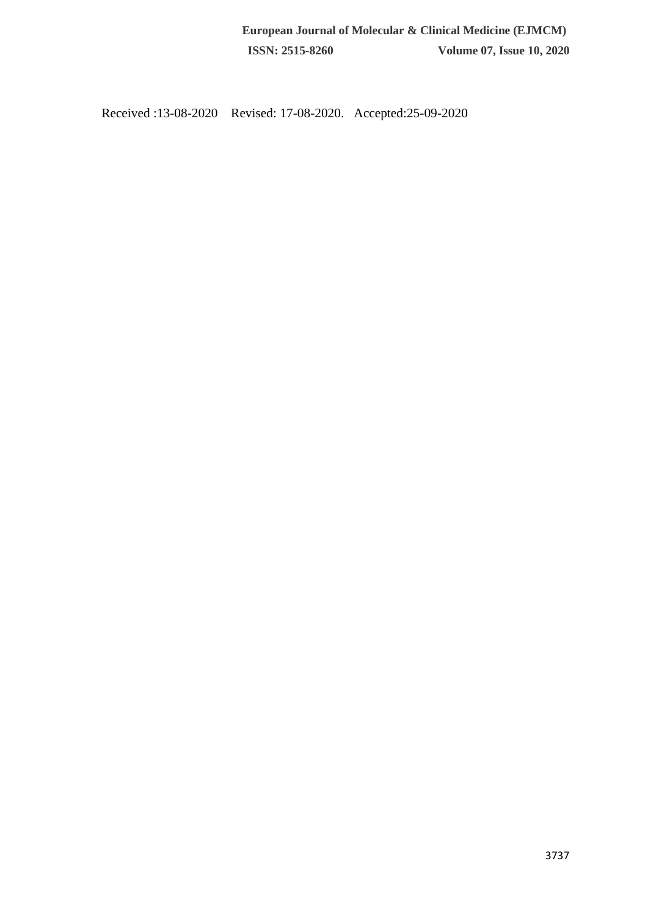Received :13-08-2020 Revised: 17-08-2020. Accepted:25-09-2020